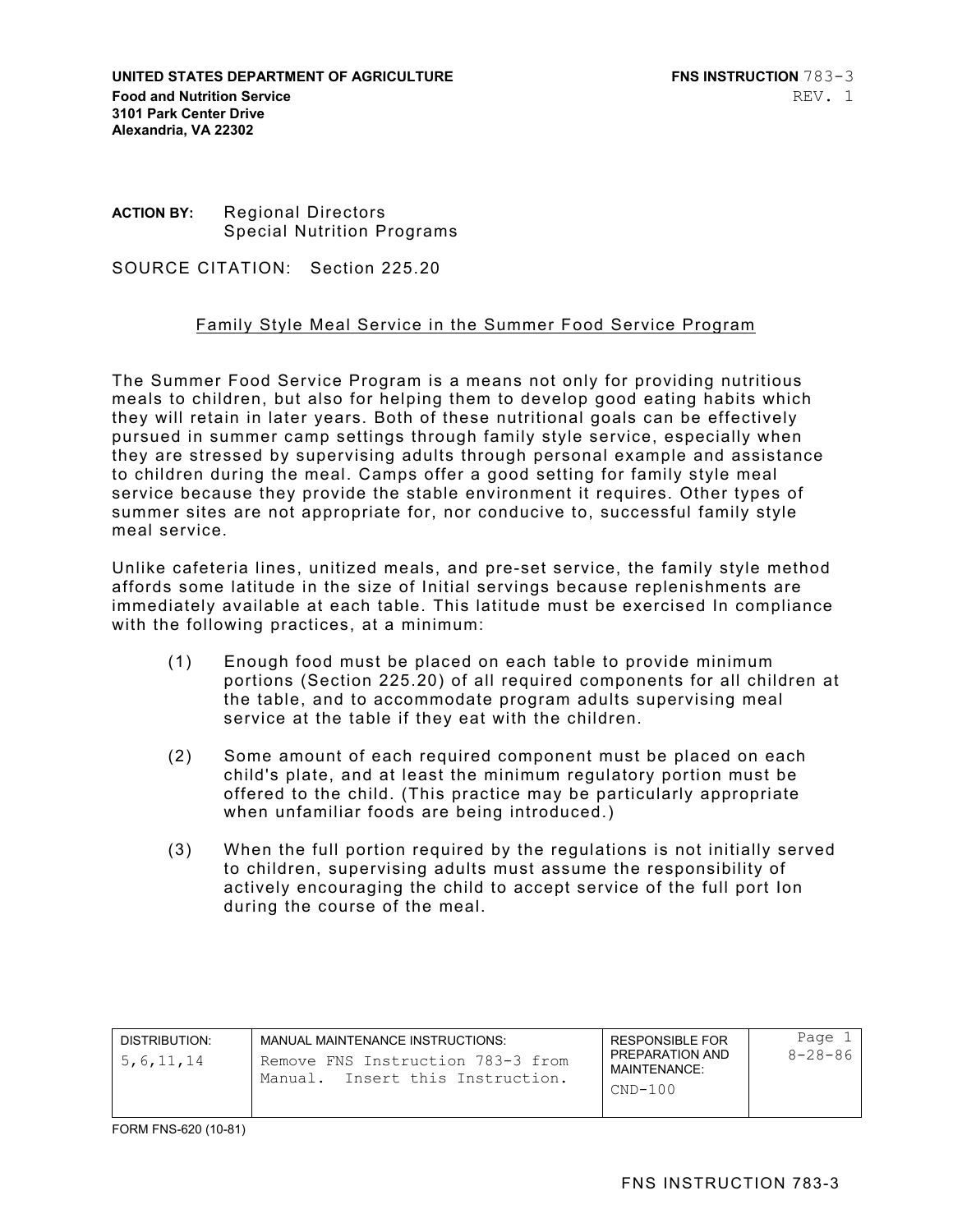**UNITED STATES DEPARTMENT OF AGRICULTURE**
**Food and Nutrition Service**
**3101 Park Center Drive**
**Alexandria, VA 22302**

**FNS INSTRUCTION** 783-3
REV. 1

**ACTION BY:** Regional Directors
Special Nutrition Programs

SOURCE CITATION: Section 225.20

## Family Style Meal Service in the Summer Food Service Program

The Summer Food Service Program is a means not only for providing nutritious meals to children, but also for helping them to develop good eating habits which they will retain in later years. Both of these nutritional goals can be effectively pursued in summer camp settings through family style service, especially when they are stressed by supervising adults through personal example and assistance to children during the meal. Camps offer a good setting for family style meal service because they provide the stable environment it requires. Other types of summer sites are not appropriate for, nor conducive to, successful family style meal service.

Unlike cafeteria lines, unitized meals, and pre-set service, the family style method affords some latitude in the size of Initial servings because replenishments are immediately available at each table. This latitude must be exercised In compliance with the following practices, at a minimum:

(1) Enough food must be placed on each table to provide minimum portions (Section 225.20) of all required components for all children at the table, and to accommodate program adults supervising meal service at the table if they eat with the children.

(2) Some amount of each required component must be placed on each child's plate, and at least the minimum regulatory portion must be offered to the child. (This practice may be particularly appropriate when unfamiliar foods are being introduced.)

(3) When the full portion required by the regulations is not initially served to children, supervising adults must assume the responsibility of actively encouraging the child to accept service of the full port Ion during the course of the meal.

| DISTRIBUTION: | MANUAL MAINTENANCE INSTRUCTIONS: | RESPONSIBLE FOR PREPARATION AND MAINTENANCE: | Page 1 |
|---|---|---|---|
| 5,6,11,14 | Remove FNS Instruction 783-3 from Manual. Insert this Instruction. | CND-100 | 8-28-86 |

FORM FNS-620 (10-81)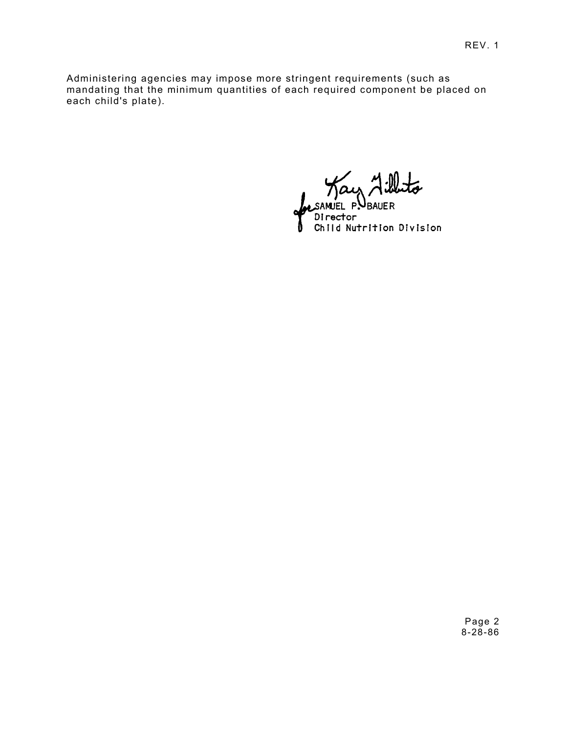Administering agencies may impose more stringent requirements (such as mandating that the minimum quantities of each required component be placed on each child's plate).

for SAMUEL P. BAUER
Director
Child Nutrition Division